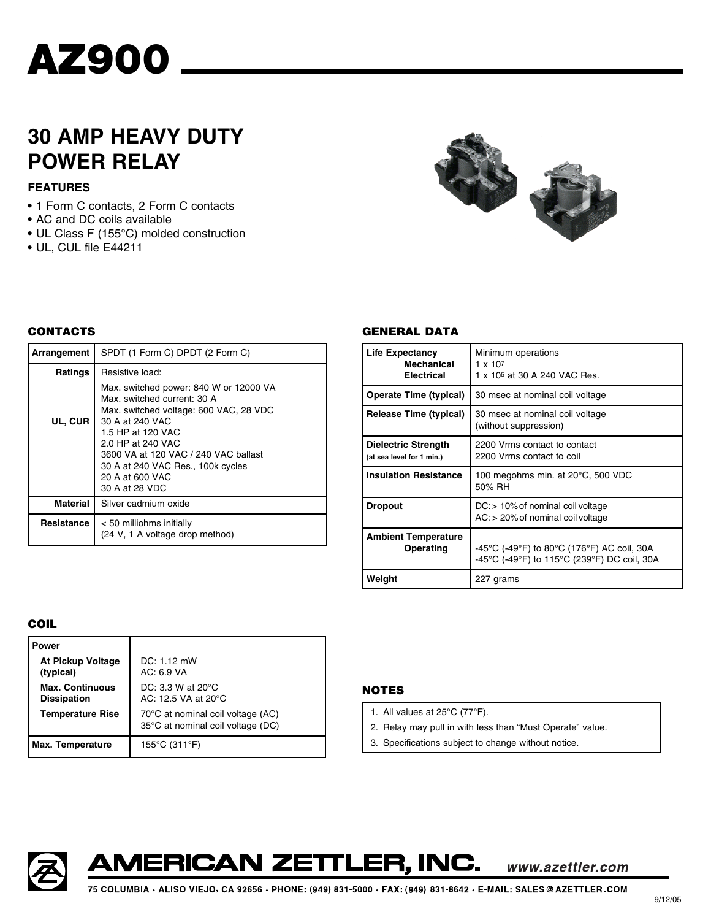# AZ900

## 30 AMP HEAVY DUTY POWER RELAY

### FEATURES

- 1 Form C contacts, 2 Form C contacts
- AC and DC coils available
- UL Class F (155°C) molded construction
- UL, CUL file E44211

### CONTACTS

| | |
|---|---|
| **Arrangement** | SPDT (1 Form C) DPDT (2 Form C) |
| **Ratings** | Resistive load: |
| **UL, CUR** | Max. switched power: 840 W or 12000 VA<br>Max. switched current: 30 A<br>Max. switched voltage: 600 VAC, 28 VDC<br>30 A at 240 VAC<br>1.5 HP at 120 VAC<br>2.0 HP at 240 VAC<br>3600 VA at 120 VAC / 240 VAC ballast<br>30 A at 240 VAC Res., 100k cycles<br>20 A at 600 VAC<br>30 A at 28 VDC |
| **Material** | Silver cadmium oxide |
| **Resistance** | < 50 milliohms initially<br>(24 V, 1 A voltage drop method) |

### COIL

| | |
|---|---|
| **Power** | |
| **At Pickup Voltage (typical)** | DC: 1.12 mW<br>AC: 6.9 VA |
| **Max. Continuous Dissipation** | DC: 3.3 W at 20°C<br>AC: 12.5 VA at 20°C |
| **Temperature Rise** | 70°C at nominal coil voltage (AC)<br>35°C at nominal coil voltage (DC) |
| **Max. Temperature** | 155°C (311°F) |

### GENERAL DATA

| | |
|---|---|
| **Life Expectancy**<br>**Mechanical**<br>**Electrical** | Minimum operations<br>$1 \times 10^7$<br>$1 \times 10^5$ at 30 A 240 VAC Res. |
| **Operate Time (typical)** | 30 msec at nominal coil voltage |
| **Release Time (typical)** | 30 msec at nominal coil voltage<br>(without suppression) |
| **Dielectric Strength** (at sea level for 1 min.) | 2200 Vrms contact to contact<br>2200 Vrms contact to coil |
| **Insulation Resistance** | 100 megohms min. at 20°C, 500 VDC<br>50% RH |
| **Dropout** | DC: > 10% of nominal coil voltage<br>AC: > 20% of nominal coil voltage |
| **Ambient Temperature**<br>**Operating** | -45°C (-49°F) to 80°C (176°F) AC coil, 30A<br>-45°C (-49°F) to 115°C (239°F) DC coil, 30A |
| **Weight** | 227 grams |

### NOTES

1. All values at 25°C (77°F).
2. Relay may pull in with less than "Must Operate" value.
3. Specifications subject to change without notice.

**AMERICAN ZETTLER, INC.** *www.azettler.com*

75 COLUMBIA · ALISO VIEJO, CA 92656 · PHONE: (949) 831-5000 · FAX: (949) 831-8642 · E-MAIL: SALES@AZETTLER.COM

9/12/05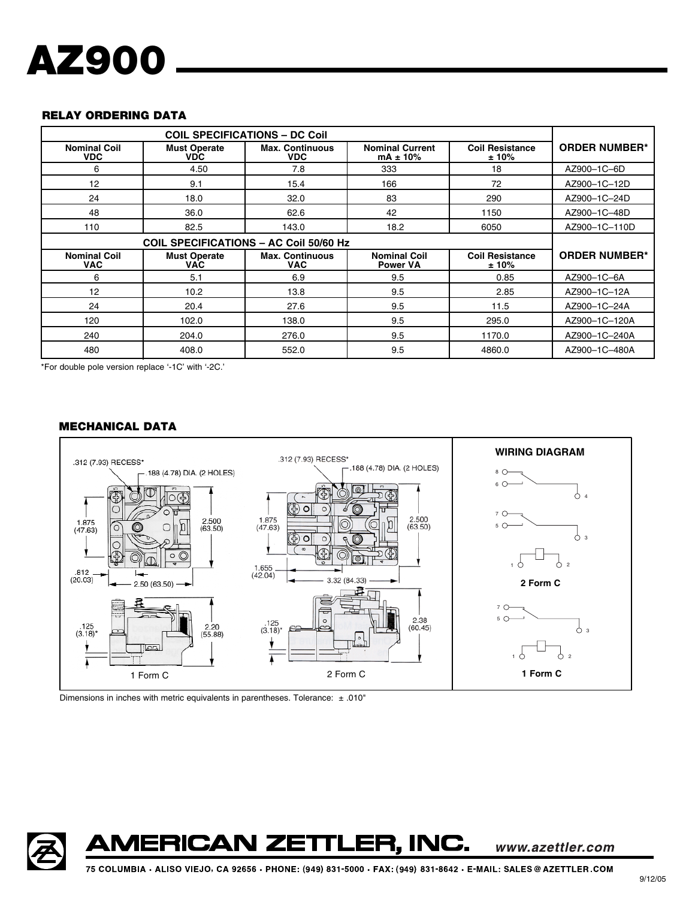## RELAY ORDERING DATA

| COIL SPECIFICATIONS – DC Coil | | | | | |
|---|---|---|---|---|---|
| Nominal Coil VDC | Must Operate VDC | Max. Continuous VDC | Nominal Current mA ± 10% | Coil Resistance ± 10% | ORDER NUMBER* |
| 6 | 4.50 | 7.8 | 333 | 18 | AZ900–1C–6D |
| 12 | 9.1 | 15.4 | 166 | 72 | AZ900–1C–12D |
| 24 | 18.0 | 32.0 | 83 | 290 | AZ900–1C–24D |
| 48 | 36.0 | 62.6 | 42 | 1150 | AZ900–1C–48D |
| 110 | 82.5 | 143.0 | 18.2 | 6050 | AZ900–1C–110D |
| COIL SPECIFICATIONS – AC Coil 50/60 Hz | | | | | |
| Nominal Coil VAC | Must Operate VAC | Max. Continuous VAC | Nominal Coil Power VA | Coil Resistance ± 10% | ORDER NUMBER* |
| 6 | 5.1 | 6.9 | 9.5 | 0.85 | AZ900–1C–6A |
| 12 | 10.2 | 13.8 | 9.5 | 2.85 | AZ900–1C–12A |
| 24 | 20.4 | 27.6 | 9.5 | 11.5 | AZ900–1C–24A |
| 120 | 102.0 | 138.0 | 9.5 | 295.0 | AZ900–1C–120A |
| 240 | 204.0 | 276.0 | 9.5 | 1170.0 | AZ900–1C–240A |
| 480 | 408.0 | 552.0 | 9.5 | 4860.0 | AZ900–1C–480A |

*For double pole version replace '-1C' with '-2C.'

## MECHANICAL DATA

.312 (7.93) RECESS*

.188 (4.78) DIA. (2 HOLES)

1.875 (47.63)

2.500 (63.50)

.812 (20.03)

2.50 (63.50)

.125 (3.18)*

2.20 (55.88)

1 Form C

.312 (7.93) RECESS*

.188 (4.78) DIA. (2 HOLES)

1.875 (47.63)

2.500 (63.50)

1.655 (42.04)

3.32 (84.33)

.125 (3.18)*

2.38 (60.45)

2 Form C

**WIRING DIAGRAM**

8 6 4 7 5 3 1 2

**2 Form C**

7 5 3 1 2

**1 Form C**

Dimensions in inches with metric equivalents in parentheses. Tolerance: ± .010"

**AMERICAN ZETTLER, INC.** www.azettler.com

75 COLUMBIA · ALISO VIEJO, CA 92656 · PHONE: (949) 831-5000 · FAX: (949) 831-8642 · E-MAIL: SALES@AZETTLER.COM

9/12/05